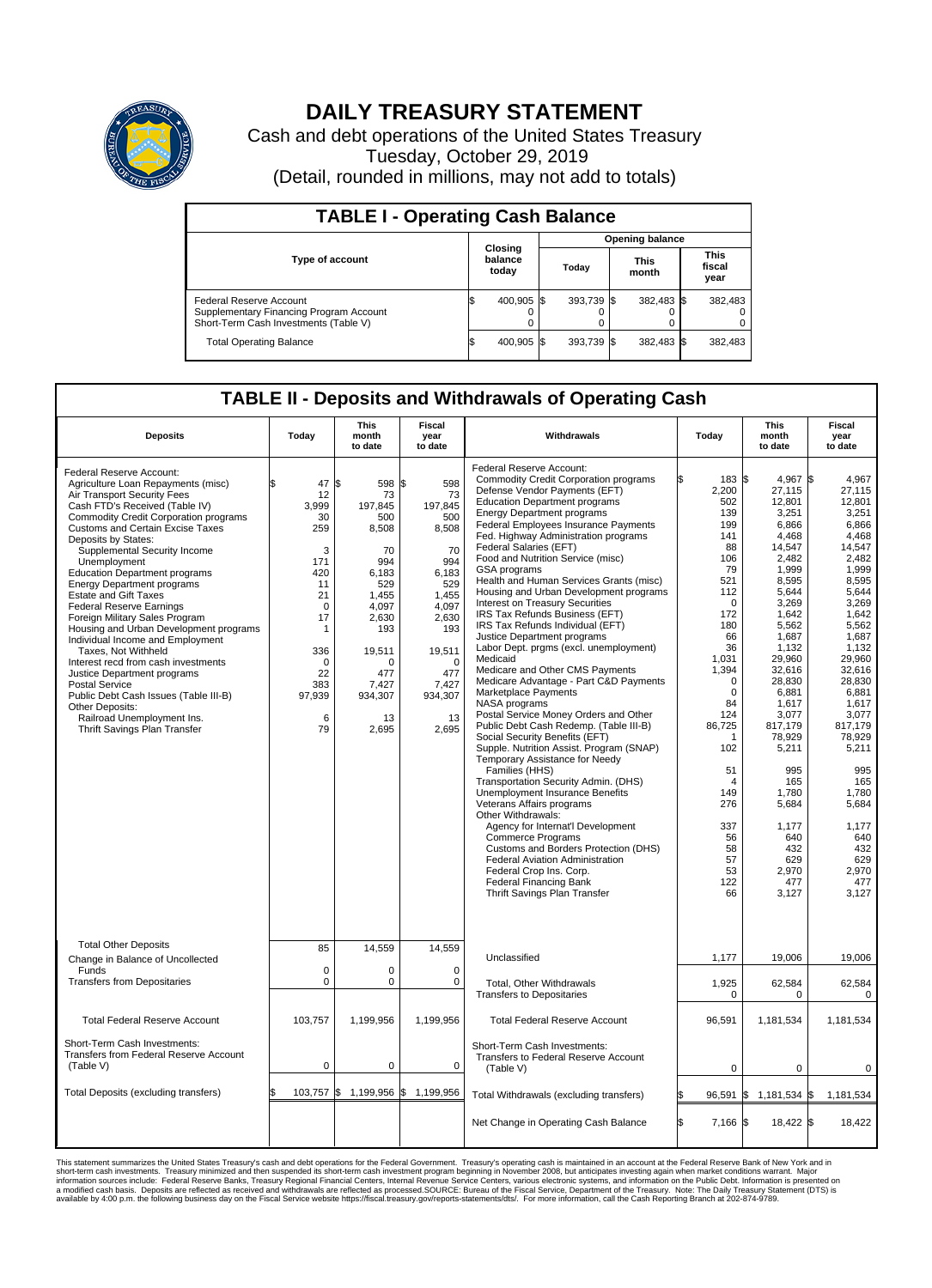# DAILY TREASURY STATEMENT

Cash and debt operations of the United States Treasury
Tuesday, October 29, 2019
(Detail, rounded in millions, may not add to totals)

## TABLE I - Operating Cash Balance

| Type of account | Closing balance today | Opening balance Today | Opening balance This month | Opening balance This fiscal year |
|---|---|---|---|---|
| Federal Reserve Account | $ 400,905 | $ 393,739 | $ 382,483 | $ 382,483 |
| Supplementary Financing Program Account | 0 | 0 | 0 | 0 |
| Short-Term Cash Investments (Table V) | 0 | 0 | 0 | 0 |
| Total Operating Balance | $ 400,905 | $ 393,739 | $ 382,483 | $ 382,483 |

## TABLE II - Deposits and Withdrawals of Operating Cash

| Deposits | Today | This month to date | Fiscal year to date |
|---|---|---|---|
| Federal Reserve Account: | | | |
| Agriculture Loan Repayments (misc) | $ 47 | $ 598 | $ 598 |
| Air Transport Security Fees | 12 | 73 | 73 |
| Cash FTD's Received (Table IV) | 3,999 | 197,845 | 197,845 |
| Commodity Credit Corporation programs | 30 | 500 | 500 |
| Customs and Certain Excise Taxes | 259 | 8,508 | 8,508 |
| Deposits by States: | | | |
| Supplemental Security Income | 3 | 70 | 70 |
| Unemployment | 171 | 994 | 994 |
| Education Department programs | 420 | 6,183 | 6,183 |
| Energy Department programs | 11 | 529 | 529 |
| Estate and Gift Taxes | 21 | 1,455 | 1,455 |
| Federal Reserve Earnings | 0 | 4,097 | 4,097 |
| Foreign Military Sales Program | 17 | 2,630 | 2,630 |
| Housing and Urban Development programs | 1 | 193 | 193 |
| Individual Income and Employment Taxes, Not Withheld | 336 | 19,511 | 19,511 |
| Interest recd from cash investments | 0 | 0 | 0 |
| Justice Department programs | 22 | 477 | 477 |
| Postal Service | 383 | 7,427 | 7,427 |
| Public Debt Cash Issues (Table III-B) | 97,939 | 934,307 | 934,307 |
| Other Deposits: | | | |
| Railroad Unemployment Ins. | 6 | 13 | 13 |
| Thrift Savings Plan Transfer | 79 | 2,695 | 2,695 |
| Total Other Deposits | 85 | 14,559 | 14,559 |
| Change in Balance of Uncollected Funds | 0 | 0 | 0 |
| Transfers from Depositaries | 0 | 0 | 0 |
| Total Federal Reserve Account | 103,757 | 1,199,956 | 1,199,956 |
| Short-Term Cash Investments: Transfers from Federal Reserve Account (Table V) | 0 | 0 | 0 |
| Total Deposits (excluding transfers) | $ 103,757 | $ 1,199,956 | $ 1,199,956 |

| Withdrawals | Today | This month to date | Fiscal year to date |
|---|---|---|---|
| Federal Reserve Account: | | | |
| Commodity Credit Corporation programs | $ 183 | $ 4,967 | $ 4,967 |
| Defense Vendor Payments (EFT) | 2,200 | 27,115 | 27,115 |
| Education Department programs | 502 | 12,801 | 12,801 |
| Energy Department programs | 139 | 3,251 | 3,251 |
| Federal Employees Insurance Payments | 199 | 6,866 | 6,866 |
| Fed. Highway Administration programs | 141 | 4,468 | 4,468 |
| Federal Salaries (EFT) | 88 | 14,547 | 14,547 |
| Food and Nutrition Service (misc) | 106 | 2,482 | 2,482 |
| GSA programs | 79 | 1,999 | 1,999 |
| Health and Human Services Grants (misc) | 521 | 8,595 | 8,595 |
| Housing and Urban Development programs | 112 | 5,644 | 5,644 |
| Interest on Treasury Securities | 0 | 3,269 | 3,269 |
| IRS Tax Refunds Business (EFT) | 172 | 1,642 | 1,642 |
| IRS Tax Refunds Individual (EFT) | 180 | 5,562 | 5,562 |
| Justice Department programs | 66 | 1,687 | 1,687 |
| Labor Dept. prgms (excl. unemployment) | 36 | 1,132 | 1,132 |
| Medicaid | 1,031 | 29,960 | 29,960 |
| Medicare and Other CMS Payments | 1,394 | 32,616 | 32,616 |
| Medicare Advantage - Part C&D Payments | 0 | 28,830 | 28,830 |
| Marketplace Payments | 0 | 6,881 | 6,881 |
| NASA programs | 84 | 1,617 | 1,617 |
| Postal Service Money Orders and Other | 124 | 3,077 | 3,077 |
| Public Debt Cash Redemp. (Table III-B) | 86,725 | 817,179 | 817,179 |
| Social Security Benefits (EFT) | 1 | 78,929 | 78,929 |
| Supple. Nutrition Assist. Program (SNAP) | 102 | 5,211 | 5,211 |
| Temporary Assistance for Needy Families (HHS) | 51 | 995 | 995 |
| Transportation Security Admin. (DHS) | 4 | 165 | 165 |
| Unemployment Insurance Benefits | 149 | 1,780 | 1,780 |
| Veterans Affairs programs | 276 | 5,684 | 5,684 |
| Other Withdrawals: | | | |
| Agency for Internat'l Development | 337 | 1,177 | 1,177 |
| Commerce Programs | 56 | 640 | 640 |
| Customs and Borders Protection (DHS) | 58 | 432 | 432 |
| Federal Aviation Administration | 57 | 629 | 629 |
| Federal Crop Ins. Corp. | 53 | 2,970 | 2,970 |
| Federal Financing Bank | 122 | 477 | 477 |
| Thrift Savings Plan Transfer | 66 | 3,127 | 3,127 |
| Unclassified | 1,177 | 19,006 | 19,006 |
| Total, Other Withdrawals | 1,925 | 62,584 | 62,584 |
| Transfers to Depositaries | 0 | 0 | 0 |
| Total Federal Reserve Account | 96,591 | 1,181,534 | 1,181,534 |
| Short-Term Cash Investments: Transfers to Federal Reserve Account (Table V) | 0 | 0 | 0 |
| Total Withdrawals (excluding transfers) | $ 96,591 | $ 1,181,534 | $ 1,181,534 |
| Net Change in Operating Cash Balance | $ 7,166 | $ 18,422 | $ 18,422 |

This statement summarizes the United States Treasury's cash and debt operations for the Federal Government. Treasury's operating cash is maintained in an account at the Federal Reserve Bank of New York and in short-term cash investments. Treasury minimized and then suspended its short-term cash investment program beginning in November 2008, but anticipates investing again when market conditions warrant. Major information sources include: Federal Reserve Banks, Treasury Regional Financial Centers, Internal Revenue Service Centers, various electronic systems, and information on the Public Debt. Information is presented on a modified cash basis. Deposits are reflected as received and withdrawals are reflected as processed.SOURCE: Bureau of the Fiscal Service, Department of the Treasury. Note: The Daily Treasury Statement (DTS) is available by 4:00 p.m. the following business day on the Fiscal Service website https://fiscal.treasury.gov/reports-statements/dts/. For more information, call the Cash Reporting Branch at 202-874-9789.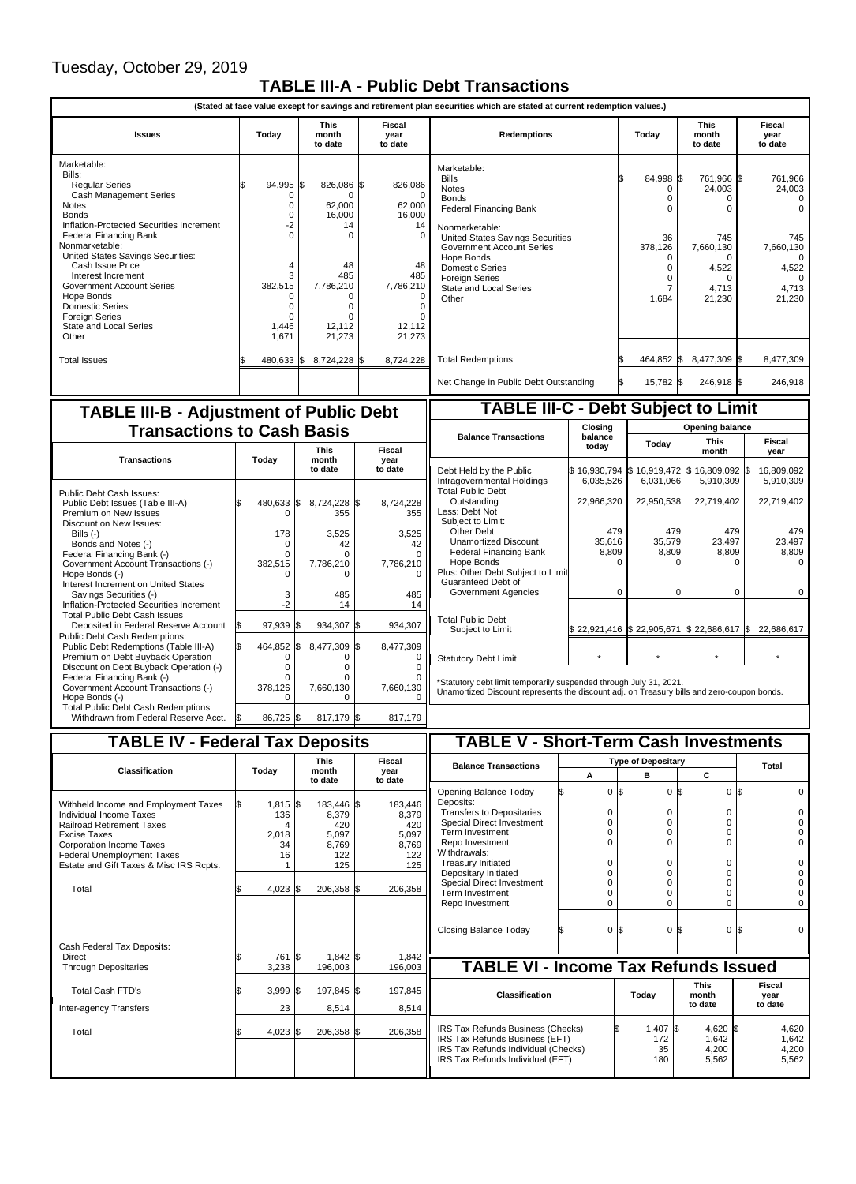Tuesday, October 29, 2019

# TABLE III-A - Public Debt Transactions

(Stated at face value except for savings and retirement plan securities which are stated at current redemption values.)

| Issues | Today | This month to date | Fiscal year to date |
|---|---|---|---|
| Marketable: | | | |
| Bills: | | | |
| Regular Series | $ 94,995 | $ 826,086 | $ 826,086 |
| Cash Management Series | 0 | 0 | 0 |
| Notes | 0 | 62,000 | 62,000 |
| Bonds | 0 | 16,000 | 16,000 |
| Inflation-Protected Securities Increment | -2 | 14 | 14 |
| Federal Financing Bank | 0 | 0 | 0 |
| Nonmarketable: | | | |
| United States Savings Securities: | | | |
| Cash Issue Price | 4 | 48 | 48 |
| Interest Increment | 3 | 485 | 485 |
| Government Account Series | 382,515 | 7,786,210 | 7,786,210 |
| Hope Bonds | 0 | 0 | 0 |
| Domestic Series | 0 | 0 | 0 |
| Foreign Series | 0 | 0 | 0 |
| State and Local Series | 1,446 | 12,112 | 12,112 |
| Other | 1,671 | 21,273 | 21,273 |
| Total Issues | $ 480,633 | $ 8,724,228 | $ 8,724,228 |

| Redemptions | Today | This month to date | Fiscal year to date |
|---|---|---|---|
| Marketable: | | | |
| Bills | $ 84,998 | $ 761,966 | $ 761,966 |
| Notes | 0 | 24,003 | 24,003 |
| Bonds | 0 | 0 | 0 |
| Federal Financing Bank | 0 | 0 | 0 |
| Nonmarketable: | | | |
| United States Savings Securities | 36 | 745 | 745 |
| Government Account Series | 378,126 | 7,660,130 | 7,660,130 |
| Hope Bonds | 0 | 0 | 0 |
| Domestic Series | 0 | 4,522 | 4,522 |
| Foreign Series | 0 | 0 | 0 |
| State and Local Series | 7 | 4,713 | 4,713 |
| Other | 1,684 | 21,230 | 21,230 |
| Total Redemptions | $ 464,852 | $ 8,477,309 | $ 8,477,309 |
| Net Change in Public Debt Outstanding | $ 15,782 | $ 246,918 | $ 246,918 |

# TABLE III-B - Adjustment of Public Debt Transactions to Cash Basis

| Transactions | Today | This month to date | Fiscal year to date |
|---|---|---|---|
| Public Debt Cash Issues: | | | |
| Public Debt Issues (Table III-A) | $ 480,633 | $ 8,724,228 | $ 8,724,228 |
| Premium on New Issues | 0 | 355 | 355 |
| Discount on New Issues: | | | |
| Bills (-) | 178 | 3,525 | 3,525 |
| Bonds and Notes (-) | 0 | 42 | 42 |
| Federal Financing Bank (-) | 0 | 0 | 0 |
| Government Account Transactions (-) | 382,515 | 7,786,210 | 7,786,210 |
| Hope Bonds (-) | 0 | 0 | 0 |
| Interest Increment on United States Savings Securities (-) | 3 | 485 | 485 |
| Inflation-Protected Securities Increment | -2 | 14 | 14 |
| Total Public Debt Cash Issues Deposited in Federal Reserve Account | $ 97,939 | $ 934,307 | $ 934,307 |
| Public Debt Cash Redemptions: | | | |
| Public Debt Redemptions (Table III-A) | $ 464,852 | $ 8,477,309 | $ 8,477,309 |
| Premium on Debt Buyback Operation | 0 | 0 | 0 |
| Discount on Debt Buyback Operation (-) | 0 | 0 | 0 |
| Federal Financing Bank (-) | 0 | 0 | 0 |
| Government Account Transactions (-) | 378,126 | 7,660,130 | 7,660,130 |
| Hope Bonds (-) | 0 | 0 | 0 |
| Total Public Debt Cash Redemptions Withdrawn from Federal Reserve Acct. | $ 86,725 | $ 817,179 | $ 817,179 |

# TABLE III-C - Debt Subject to Limit

| Balance Transactions | Closing balance today | Opening balance Today | Opening balance This month | Opening balance Fiscal year |
|---|---|---|---|---|
| Debt Held by the Public | $ 16,930,794 | $ 16,919,472 | $ 16,809,092 | $ 16,809,092 |
| Intragovernmental Holdings | 6,035,526 | 6,031,066 | 5,910,309 | 5,910,309 |
| Total Public Debt Outstanding | 22,966,320 | 22,950,538 | 22,719,402 | 22,719,402 |
| Less: Debt Not Subject to Limit: | | | | |
| Other Debt | 479 | 479 | 479 | 479 |
| Unamortized Discount | 35,616 | 35,579 | 23,497 | 23,497 |
| Federal Financing Bank | 8,809 | 8,809 | 8,809 | 8,809 |
| Hope Bonds | 0 | 0 | 0 | 0 |
| Plus: Other Debt Subject to Limit | | | | |
| Guaranteed Debt of Government Agencies | 0 | 0 | 0 | 0 |
| Total Public Debt Subject to Limit | $ 22,921,416 | $ 22,905,671 | $ 22,686,617 | $ 22,686,617 |
| Statutory Debt Limit | * | * | * | * |

*Statutory debt limit temporarily suspended through July 31, 2021.
Unamortized Discount represents the discount adj. on Treasury bills and zero-coupon bonds.

# TABLE IV - Federal Tax Deposits

| Classification | Today | This month to date | Fiscal year to date |
|---|---|---|---|
| Withheld Income and Employment Taxes | $ 1,815 | $ 183,446 | $ 183,446 |
| Individual Income Taxes | 136 | 8,379 | 8,379 |
| Railroad Retirement Taxes | 4 | 420 | 420 |
| Excise Taxes | 2,018 | 5,097 | 5,097 |
| Corporation Income Taxes | 34 | 8,769 | 8,769 |
| Federal Unemployment Taxes | 16 | 122 | 122 |
| Estate and Gift Taxes & Misc IRS Rcpts. | 1 | 125 | 125 |
| Total | $ 4,023 | $ 206,358 | $ 206,358 |
| Cash Federal Tax Deposits: | | | |
| Direct | $ 761 | $ 1,842 | $ 1,842 |
| Through Depositaries | 3,238 | 196,003 | 196,003 |
| Total Cash FTD's | $ 3,999 | $ 197,845 | $ 197,845 |
| Inter-agency Transfers | 23 | 8,514 | 8,514 |
| Total | $ 4,023 | $ 206,358 | $ 206,358 |

# TABLE V - Short-Term Cash Investments

| Balance Transactions | Type of Depositary A | Type of Depositary B | Type of Depositary C | Total |
|---|---|---|---|---|
| Opening Balance Today | $ 0 | $ 0 | $ 0 | $ 0 |
| Deposits: | | | | |
| Transfers to Depositaries | 0 | 0 | 0 | 0 |
| Special Direct Investment | 0 | 0 | 0 | 0 |
| Term Investment | 0 | 0 | 0 | 0 |
| Repo Investment | 0 | 0 | 0 | 0 |
| Withdrawals: | | | | |
| Treasury Initiated | 0 | 0 | 0 | 0 |
| Depositary Initiated | 0 | 0 | 0 | 0 |
| Special Direct Investment | 0 | 0 | 0 | 0 |
| Term Investment | 0 | 0 | 0 | 0 |
| Repo Investment | 0 | 0 | 0 | 0 |
| Closing Balance Today | $ 0 | $ 0 | $ 0 | $ 0 |

# TABLE VI - Income Tax Refunds Issued

| Classification | Today | This month to date | Fiscal year to date |
|---|---|---|---|
| IRS Tax Refunds Business (Checks) | $ 1,407 | $ 4,620 | $ 4,620 |
| IRS Tax Refunds Business (EFT) | 172 | 1,642 | 1,642 |
| IRS Tax Refunds Individual (Checks) | 35 | 4,200 | 4,200 |
| IRS Tax Refunds Individual (EFT) | 180 | 5,562 | 5,562 |